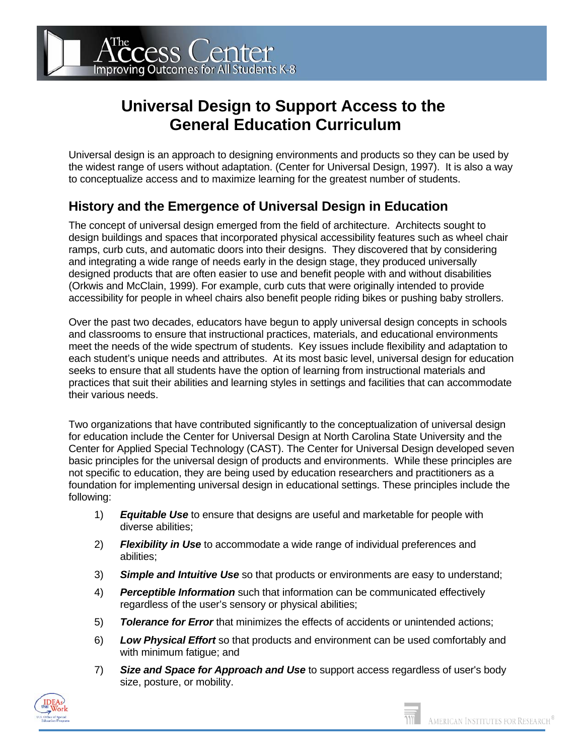# Universal Design to Support Access to the General Education Curriculum

Universal design is an approach to designing environments and products so they can be used by the widest range of users without adaptation. (Center for Universal Design, 1997). It is also a way to conceptualize access and to maximize learning for the greatest number of students.

## History and the Emergence of Universal Design in Education

The concept of universal design emerged from the field of architecture. Architects sought to design buildings and spaces that incorporated physical accessibility features such as wheel chair ramps, curb cuts, and automatic doors into their designs. They discovered that by considering and integrating a wide range of needs early in the design stage, they produced universally designed products that are often easier to use and benefit people with and without disabilities (Orkwis and McClain, 1999). For example, curb cuts that were originally intended to provide accessibility for people in wheel chairs also benefit people riding bikes or pushing baby strollers.

Over the past two decades, educators have begun to apply universal design concepts in schools and classrooms to ensure that instructional practices, materials, and educational environments meet the needs of the wide spectrum of students. Key issues include flexibility and adaptation to each student's unique needs and attributes. At its most basic level, universal design for education seeks to ensure that all students have the option of learning from instructional materials and practices that suit their abilities and learning styles in settings and facilities that can accommodate their various needs.

Two organizations that have contributed significantly to the conceptualization of universal design for education include the Center for Universal Design at North Carolina State University and the Center for Applied Special Technology (CAST). The Center for Universal Design developed seven basic principles for the universal design of products and environments. While these principles are not specific to education, they are being used by education researchers and practitioners as a foundation for implementing universal design in educational settings. These principles include the following:

1) ***Equitable Use*** to ensure that designs are useful and marketable for people with diverse abilities;
2) ***Flexibility in Use*** to accommodate a wide range of individual preferences and abilities;
3) ***Simple and Intuitive Use*** so that products or environments are easy to understand;
4) ***Perceptible Information*** such that information can be communicated effectively regardless of the user's sensory or physical abilities;
5) ***Tolerance for Error*** that minimizes the effects of accidents or unintended actions;
6) ***Low Physical Effort*** so that products and environment can be used comfortably and with minimum fatigue; and
7) ***Size and Space for Approach and Use*** to support access regardless of user's body size, posture, or mobility.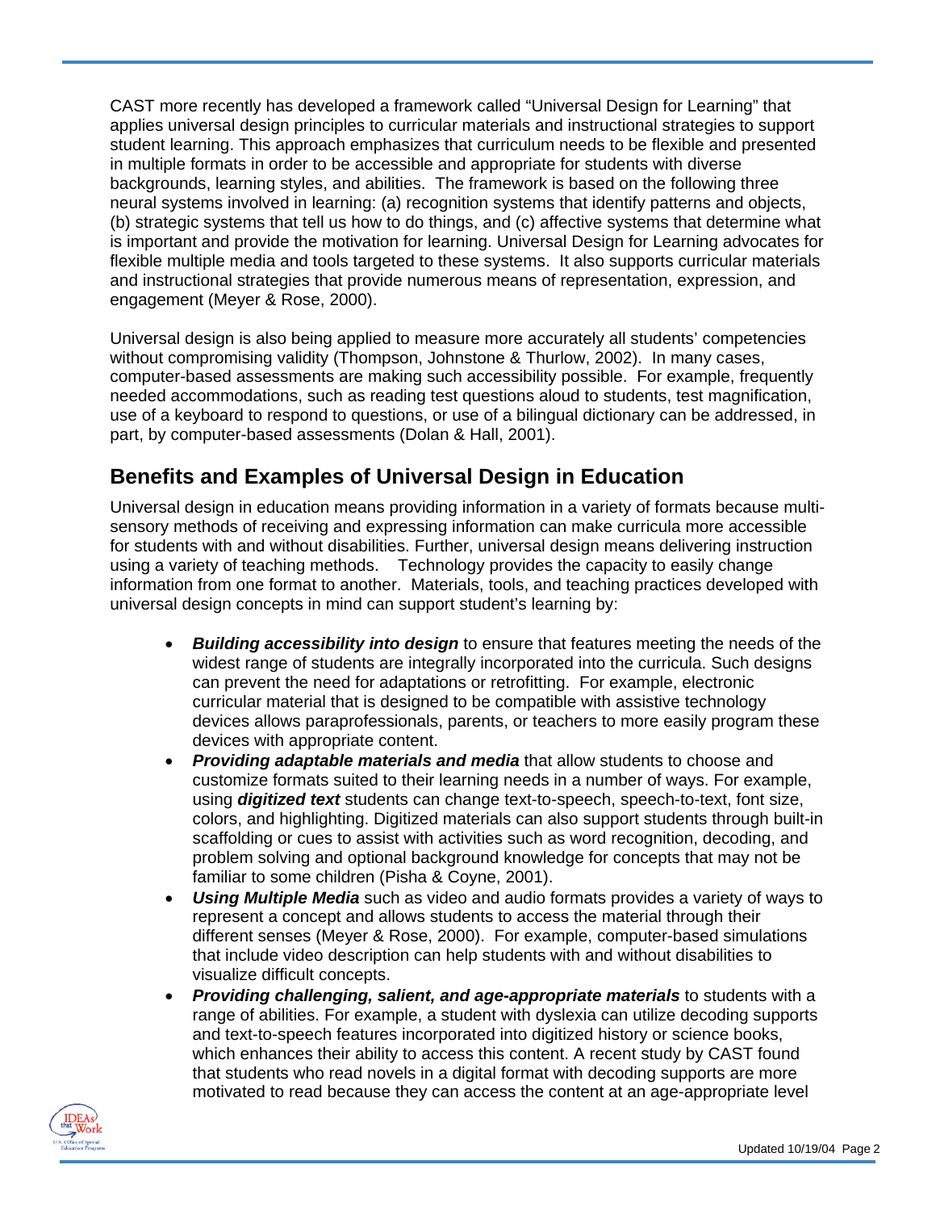CAST more recently has developed a framework called "Universal Design for Learning" that applies universal design principles to curricular materials and instructional strategies to support student learning. This approach emphasizes that curriculum needs to be flexible and presented in multiple formats in order to be accessible and appropriate for students with diverse backgrounds, learning styles, and abilities. The framework is based on the following three neural systems involved in learning: (a) recognition systems that identify patterns and objects, (b) strategic systems that tell us how to do things, and (c) affective systems that determine what is important and provide the motivation for learning. Universal Design for Learning advocates for flexible multiple media and tools targeted to these systems. It also supports curricular materials and instructional strategies that provide numerous means of representation, expression, and engagement (Meyer & Rose, 2000).

Universal design is also being applied to measure more accurately all students' competencies without compromising validity (Thompson, Johnstone & Thurlow, 2002). In many cases, computer-based assessments are making such accessibility possible. For example, frequently needed accommodations, such as reading test questions aloud to students, test magnification, use of a keyboard to respond to questions, or use of a bilingual dictionary can be addressed, in part, by computer-based assessments (Dolan & Hall, 2001).

## Benefits and Examples of Universal Design in Education

Universal design in education means providing information in a variety of formats because multi-sensory methods of receiving and expressing information can make curricula more accessible for students with and without disabilities. Further, universal design means delivering instruction using a variety of teaching methods. Technology provides the capacity to easily change information from one format to another. Materials, tools, and teaching practices developed with universal design concepts in mind can support student's learning by:

- ***Building accessibility into design*** to ensure that features meeting the needs of the widest range of students are integrally incorporated into the curricula. Such designs can prevent the need for adaptations or retrofitting. For example, electronic curricular material that is designed to be compatible with assistive technology devices allows paraprofessionals, parents, or teachers to more easily program these devices with appropriate content.
- ***Providing adaptable materials and media*** that allow students to choose and customize formats suited to their learning needs in a number of ways. For example, using ***digitized text*** students can change text-to-speech, speech-to-text, font size, colors, and highlighting. Digitized materials can also support students through built-in scaffolding or cues to assist with activities such as word recognition, decoding, and problem solving and optional background knowledge for concepts that may not be familiar to some children (Pisha & Coyne, 2001).
- ***Using Multiple Media*** such as video and audio formats provides a variety of ways to represent a concept and allows students to access the material through their different senses (Meyer & Rose, 2000). For example, computer-based simulations that include video description can help students with and without disabilities to visualize difficult concepts.
- ***Providing challenging, salient, and age-appropriate materials*** to students with a range of abilities. For example, a student with dyslexia can utilize decoding supports and text-to-speech features incorporated into digitized history or science books, which enhances their ability to access this content. A recent study by CAST found that students who read novels in a digital format with decoding supports are more motivated to read because they can access the content at an age-appropriate level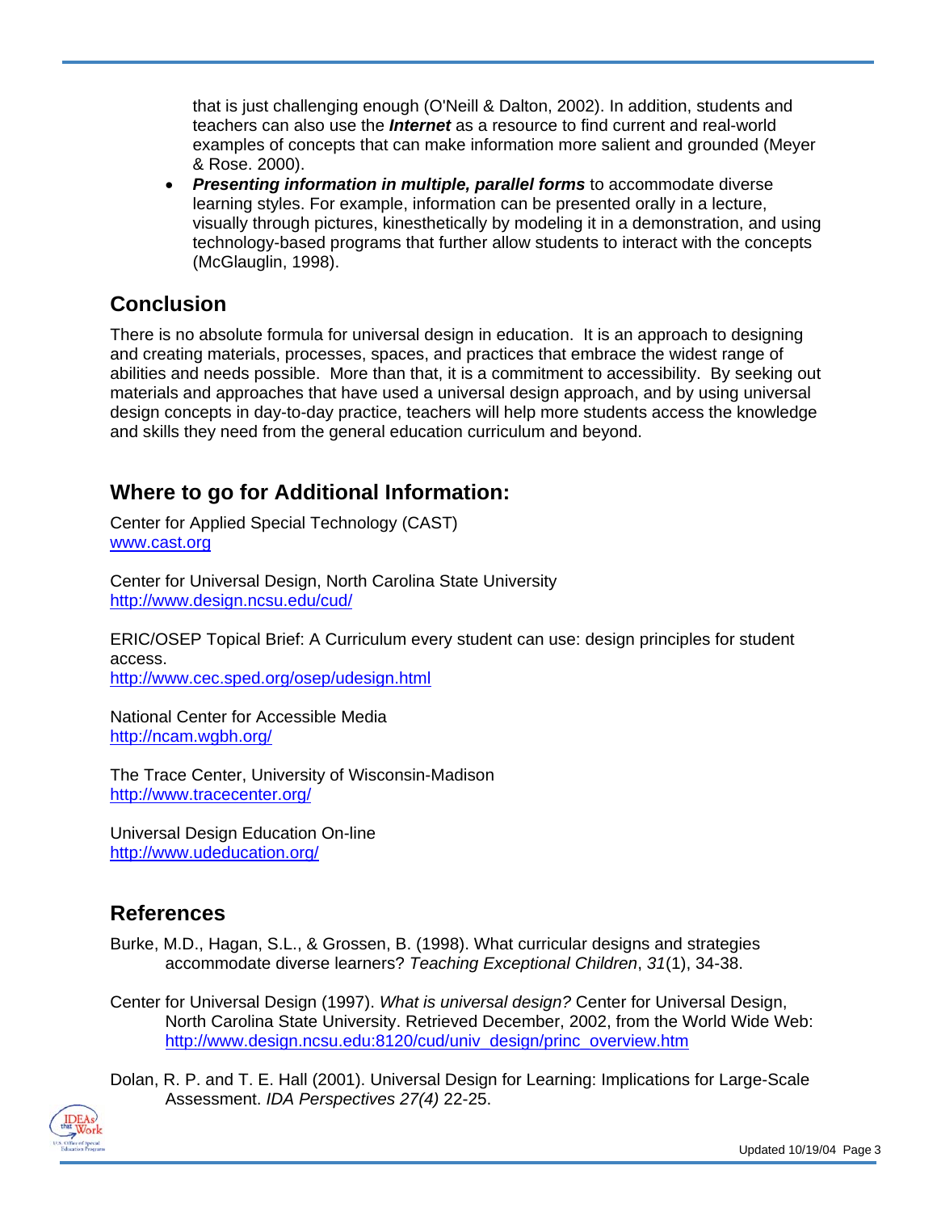that is just challenging enough (O'Neill & Dalton, 2002). In addition, students and teachers can also use the ***Internet*** as a resource to find current and real-world examples of concepts that can make information more salient and grounded (Meyer & Rose. 2000).

- ***Presenting information in multiple, parallel forms*** to accommodate diverse learning styles. For example, information can be presented orally in a lecture, visually through pictures, kinesthetically by modeling it in a demonstration, and using technology-based programs that further allow students to interact with the concepts (McGlaughlin, 1998).

## Conclusion

There is no absolute formula for universal design in education. It is an approach to designing and creating materials, processes, spaces, and practices that embrace the widest range of abilities and needs possible. More than that, it is a commitment to accessibility. By seeking out materials and approaches that have used a universal design approach, and by using universal design concepts in day-to-day practice, teachers will help more students access the knowledge and skills they need from the general education curriculum and beyond.

## Where to go for Additional Information:

Center for Applied Special Technology (CAST)
www.cast.org

Center for Universal Design, North Carolina State University
http://www.design.ncsu.edu/cud/

ERIC/OSEP Topical Brief: A Curriculum every student can use: design principles for student access.
http://www.cec.sped.org/osep/udesign.html

National Center for Accessible Media
http://ncam.wgbh.org/

The Trace Center, University of Wisconsin-Madison
http://www.tracecenter.org/

Universal Design Education On-line
http://www.udeducation.org/

## References

Burke, M.D., Hagan, S.L., & Grossen, B. (1998). What curricular designs and strategies accommodate diverse learners? *Teaching Exceptional Children*, *31*(1), 34-38.

Center for Universal Design (1997). *What is universal design?* Center for Universal Design, North Carolina State University. Retrieved December, 2002, from the World Wide Web: http://www.design.ncsu.edu:8120/cud/univ_design/princ_overview.htm

Dolan, R. P. and T. E. Hall (2001). Universal Design for Learning: Implications for Large-Scale Assessment. *IDA Perspectives 27(4)* 22-25.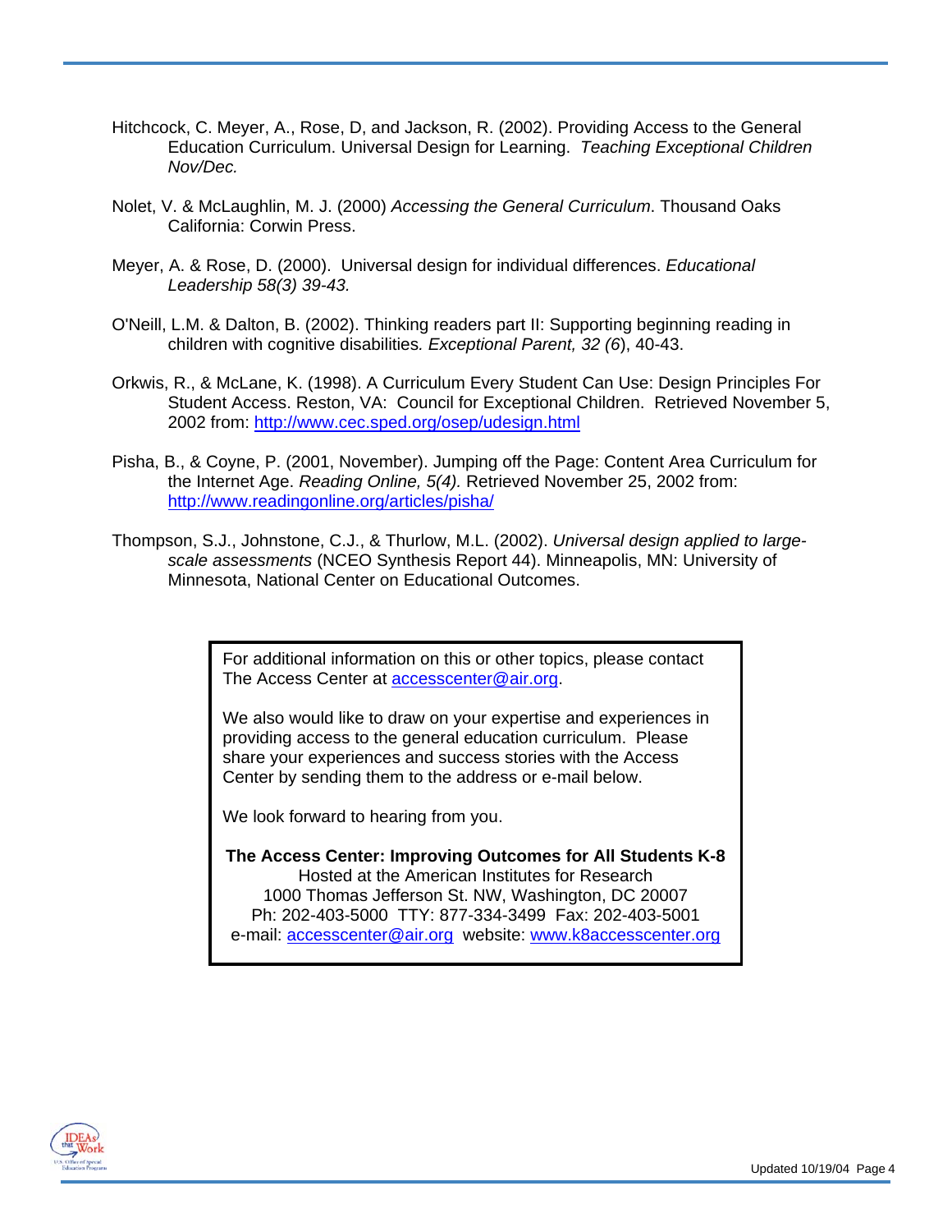Hitchcock, C. Meyer, A., Rose, D, and Jackson, R. (2002). Providing Access to the General Education Curriculum. Universal Design for Learning. *Teaching Exceptional Children Nov/Dec.*

Nolet, V. & McLaughlin, M. J. (2000) *Accessing the General Curriculum*. Thousand Oaks California: Corwin Press.

Meyer, A. & Rose, D. (2000). Universal design for individual differences. *Educational Leadership 58(3) 39-43.*

O'Neill, L.M. & Dalton, B. (2002). Thinking readers part II: Supporting beginning reading in children with cognitive disabilities*. Exceptional Parent, 32 (6*), 40-43.

Orkwis, R., & McLane, K. (1998). A Curriculum Every Student Can Use: Design Principles For Student Access. Reston, VA: Council for Exceptional Children. Retrieved November 5, 2002 from: http://www.cec.sped.org/osep/udesign.html

Pisha, B., & Coyne, P. (2001, November). Jumping off the Page: Content Area Curriculum for the Internet Age. *Reading Online, 5(4).* Retrieved November 25, 2002 from: http://www.readingonline.org/articles/pisha/

Thompson, S.J., Johnstone, C.J., & Thurlow, M.L. (2002). *Universal design applied to large-scale assessments* (NCEO Synthesis Report 44). Minneapolis, MN: University of Minnesota, National Center on Educational Outcomes.

---

For additional information on this or other topics, please contact The Access Center at accesscenter@air.org.

We also would like to draw on your expertise and experiences in providing access to the general education curriculum. Please share your experiences and success stories with the Access Center by sending them to the address or e-mail below.

We look forward to hearing from you.

**The Access Center: Improving Outcomes for All Students K-8**
Hosted at the American Institutes for Research
1000 Thomas Jefferson St. NW, Washington, DC 20007
Ph: 202-403-5000 TTY: 877-334-3499 Fax: 202-403-5001
e-mail: accesscenter@air.org website: www.k8accesscenter.org

---

Updated 10/19/04